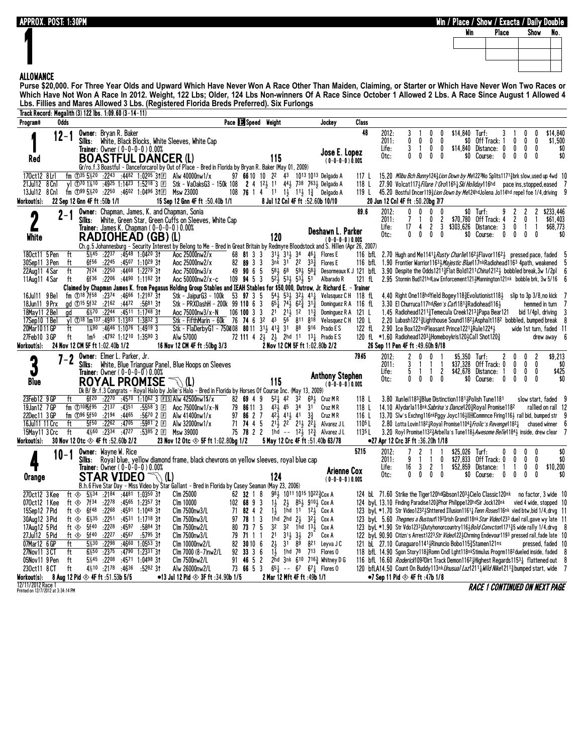APPROX. POST: 1:30PM

Win / Place / Show / Exacta / Daily Double

# 1

| Win | Place | Show | No. |
|---|---|---|---|
| | | | |
| | | | |
| | | | |

## ALLOWANCE

**Purse $20,000. For Three Year Olds and Upward Which Have Never Won A Race Other Than Maiden, Claiming, or Starter or Which Have Never Won Two Races or Which Have Not Won A Race In 2012. Weight, 122 Lbs; Older, 124 Lbs Non-winners Of A Race Since October 1 Allowed 2 Lbs. A Race Since August 1 Allowed 4 Lbs. Fillies and Mares Allowed 3 Lbs. (Registered Florida Breds Preferred). Six Furlongs**

**Track Record: Megalith (3) 122 lbs. 1:09.60 (3-14-11)**

---

### 1 — Red — 12-1 — BOASTFUL DANCER (L) — Weight 115 — Jockey: Jose E. Lopez (0-0-0-0) 0.00% — Class 48

Owner: Bryan R. Baker
Silks: White, Black Blocks, White Sleeves, White Cap
Trainer: Owner (0-0-0-0) 0.00%
Gr/ro.f.3 Boastful - Danceforcarol by Out of Place - Bred in Florida by Bryan R. Baker (May 01, 2009)

| | | | | | |
|---|---|---|---|---|---|
| 2012: 3 1 0 0 $14,840 | Turf: 3 1 0 0 $14,840 |
| 2011: 0 0 0 0 $0 | Off Track: 1 0 0 0 $1,500 |
| Life: 3 1 0 0 $14,840 | Distance: 0 0 0 0 $0 |
| Otc: 0 0 0 0 $0 | Course: 0 0 0 0 $0 |

```
17Oct12 8Lrl  fm ①35 5½20 :2243 :4482 1:0205 3↑Ⓕ Alw 40000nw1/x        97 66 10 10 2² 4³ 10¹³ 10¹³ Delgado A  117 L 15.20 Mlibu Bch Bunny124¾Lion Down by Me122³No Splits1171¾brk slow,used up 4wd 10
21Jul12 8Cnl  yl ①70 1⅙10 :4925 1:1423 1:5218 3Ⓕ Stk - VaOaksG3 - 150k 108 2 4 12½ 11 44½ 738 763½ Delgado A  118 L 27.90 Volcat117½Filare l'Oro1165¾Ski Holiday116hd pace ins,stopped,eased 7
13Jul12 8Cnl  fm ①99 5½20 :2250 :4602 1:0496 3↑Ⓕ Msw 23000            108 76 1 4 1¹ 1½ 11½ 1¾ Delgado A  119 L 45.20 Bostful Dncer119¾Lion Down by Me124hdJolena Jo114hd repel foe 1/4,driving 9
Workout(s): 22 Sep 12 Gnn 4F ft :50b 1/1   15 Sep 12 Gnn 4F ft :50.40b 1/1   8 Jul 12 Cnl 4F ft :52.60b 10/10   20 Jun 12 Cnl 4F ft :50.20bg 7/7
```

---

### 2 — White — 2-1 — RADIOHEAD (GB) (L) — Weight 120 — Jockey: Deshawn L. Parker (0-0-0-0) 0.00% — Class 89.6

Owner: Chapman, James, K. and Chapman, Sonia
Silks: White, Green Star, Green Cuffs on Sleeves, White Cap
Trainer: James K. Chapman (0-0-0-0) 0.00%
Ch.g.5 Johannesburg - Security Interest by Belong to Me - Bred in Great Britain by Redmyre Bloodstock and S. Hillen (Apr 26, 2007)

| | |
|---|---|
| 2012: 0 0 0 0 $0 | Turf: 9 2 2 2 $233,446 |
| 2011: 7 1 0 2 $70,780 | Off Track: 4 2 0 1 $61,403 |
| Life: 17 4 2 3 $303,626 | Distance: 3 0 1 1 $68,773 |
| Otc: 0 0 0 0 $0 | Course: 0 0 0 0 $0 |

```
18Oct11 5Pen  ft     5¾45 :2237 :4548 1:0420 3↑ Aoc 25000nw2/x      68 81 3 3 3½ 3½ 3⁴ 46¼ Flores E       116 bfL  2.70 Hugh and Me1141¼Rusty Charlie1162½Flavor1162½ pressed pace, faded 5
30Sep11 3Pen  ft     6f56 :2245 :4507 1:1029 3↑ Aoc 25000nw2/x      82 89 3 3 3nk 3¹ 2² 33½ Flores E       116 bfL  1.90 Frontier Warrior1163½Majestic Blue117nkRadiohead1163 4path, weakened 5
22Aug11 4Sar  ft     7f24 :2250 :4468 1:2279 3↑ Aoc 75000nw3/x      49 90 6 5 58½ 6⁸ 59½ 58¾ Desormeaux K J 121 bfL  3.90 Despite the Odds1211¾Flat Bold1211China1212½ bobbled break,3w 1/2pl 6
11Aug11 4Sar  ft     6f36 :2206 :4490 1:1182 3↑ Aoc 50000nw2/x-c   109 94 5 3 52½ 53½ 53½ 5¹ Albarado R     121 fL   2.95 Stormin Bud121hdLaw Enforcement121½Mannington121nk bobble brk, 3w 5/16 6
      Claimed by Chapman James K. from Pegasus Holding Group Stables and IEAH Stables for $50,000, Dutrow, Jr. Richard E. - Trainer
16Jul11 9Bel  fm ①18 7f58 :2374 :4666 1:2187 3↑ Stk - JaipurG3 - 100k    53 97 3 5 54½ 53½ 32½ 41¼ Velasquez C H 118 fL  4.40 Right One118hdYield Bogey118¾Evolutionist118½ slip to 3p 3/8,no kick 7
18Jun11 9Prx  gd ①15 5f32 :2162 :4472 :5681 3↑ Stk - PRXDashH - 200k 99 110 6 3 65¼ 74½ 62¾ 31¾ Dominguez R A 116 fL  3.30 El Churruca117hdBen's Cat1181¾Radiohead116½ hemmed in turn 7
18May11 2Bel  gd     6½70 :2244 :4511 1:1748 3↑ Aoc 75000nw3/x-N   106 100 3 3 2¹ 21½ 1² 11¾ Dominguez R A 121 L  1.45 Radiohead1211¾Temecula Creek1213¼Papa Bear121 bid 1/4pl, driving 3
17Sep10 1Bel  yl ①18 1m137 :4993 1:1383 1:3832 3 Stk - FifthMarin - 60k 76 74 6 3² 4³ 5⁶ 8¹¹ 8¹⁸ Velasquez C H 120 L 2.20 Lubash1221¾Lighthouse Sound1182¾Asphalt1182 bobbled, bumped break 8
20Mar10 11GP  ft     1⅛90 :4646 1:1076 1:4919 3  Stk - FlaDerbyG1 - 750k 108 80 11 31½ 41¾ 3¹ 8⁸ 9¹⁶ Prado E S 122 fL 2.90 Ice Box122nsPleasant Prince1221¼Rule1224½ wide 1st turn, faded 11
27Feb10 3GP   ft     1m5 :4792 1:1210 1:3590 3  Alw 57000            72 111 4 2½ 2½ 2hd 1¹ 13¼ Prado E S 120 fL *1.60 Radiohead1203¼Homeboykris120½Call Shot120¾ drew away 6
Workout(s): 24 Nov 12 CM 5F ft 1:02.40b 1/2   16 Nov 12 CM 4F ft :50bg 3/4   2 Nov 12 CM 5F ft 1:02.80b 2/2   26 Sep 11 Pen 4F ft :49.60h 9/18
```

---

### 3 — Blue — 7-2 — ROYAL PROMISE (L) — Weight 115 — Jockey: Anthony Stephen (0-0-0-0) 0.00% — Class 79.45

Owner: Elmer L. Parker, Jr.
Silks: White, Blue Trianguar Panel, Blue Hoops on Sleeves
Trainer: Owner (0-0-0-0) 0.00%
Dk B/ Br.f.3 Congrats - Royal Halo by Jolie's Halo - Bred in Florida by Horses Of Course Inc. (May 13, 2009)

| | |
|---|---|
| 2012: 2 0 0 1 $5,350 | Turf: 2 0 0 2 $9,213 |
| 2011: 3 1 1 1 $37,328 | Off Track: 0 0 0 0 $0 |
| Life: 5 1 1 2 $42,678 | Distance: 1 0 0 0 $425 |
| Otc: 0 0 0 0 $0 | Course: 0 0 0 0 $0 |

```
23Feb12 9GP   ft     6f20 :2270 :4570 1:1062 3 ⒻⓈ Alw 42500nw1$/x    82 69 4 9 52¼ 4² 3² 69½ Cruz M R   118 L  3.80 Xunlei1183¾Blue Distinction1181½Polish Tune1181 slow start, faded 9
19Jan12 7GP   fm ①108 5f95 :2137 :4351 :5558 3 Ⓕ Aoc 75000nw1/x-N   79 86 11 3 43½ 4⁵ 3⁴ 3¹ Cruz M R   118 L 14.10 Alydarla118nkSabrina's Dance120¾Royal Promise1182 rallied on rail 12
22Dec11 3GP   fm ①96 5f50 :2194 :4465 :5670 2 Ⓕ Alw 41400nw1/x    97 86 2 7 42½ 41½ 4¹ 3¾ Cruz M R   116 L 13.70 Slw's Exchng116nkPggy Joyc116½DHCommnce Firing116½ rail bid, bumped str 9
16Jul11 11Crc ft     5f50 :2262 :4705 :5981 2 Ⓕ Alw 32000nw1/x    71 74 4 5 21½ 2² 21½ 22¼ Alvarez J L 110⁵ L 2.80 Lotta Lovin1182¼Royal Promise1104¾Frolic's Revenge1182¼ chased winner 6
15May11 3Crc  ft     4½70 :2334 :4727 :5385 2 Ⓕ Msw 39000           75 78 2 2 1hd -- 12½ 12¾ Alvarez J L 113⁵ L 3.20 Royl Promise1132¾Arbella's Tune118½Awesome Belle1184½ inside, drew clear 7
Workout(s): 30 Nov 12 Otc ◈ 4F ft :52.60b 2/2   23 Nov 12 Otc ◈ 5F ft 1:02.80bg 1/2   5 May 12 Crc 4F ft :51.40b 63/78   •27 Apr 12 Crc 3F ft :36.20h 1/18
```

---

### 4 — Orange — 10-1 — STAR VIDEO (L) — Weight 124 — Jockey: Arienne Cox (0-0-0-0) 0.00% — Class 57.15

Owner: Wayne W. Rice
Silks: Royal blue, yellow diamond frame, black chevrons on yellow sleeves, royal blue cap
Trainer: Owner (0-0-0-0) 0.00%
B.h.6 Five Star Day - Miss Video by Star Gallant - Bred in Florida by Casey Seaman (May 23, 2006)

| | |
|---|---|
| 2012: 7 2 1 1 $25,026 | Turf: 0 0 0 0 $0 |
| 2011: 9 1 1 0 $27,833 | Off Track: 0 0 0 0 $0 |
| Life: 16 3 2 1 $52,859 | Distance: 1 1 0 0 $10,200 |
| Otc: 0 0 0 0 $0 | Course: 0 0 0 0 $0 |

```
27Oct12 3Kee  ft ◈ 5¾34 :2184 :4481 1:0350 3↑ Clm 25000          62 32 1 8 98½ 10¹¹ 10¹⁵ 1022¾Cox A  124 bL 71.60 Strike the Tiger120hdGibson1203½Cielo Classic120nk no factor, 3 wide 10
07Oct12 1Kee  ft ◈ 7f34 :2278 :4565 1:2357 3↑ Clm 10000         102 68 9 3 1½ 2½ 85½ 910½ Cox A    124 byL 13.10 Finding Paradise120¾Phor Philippe120hdSir Jock120nk vied 4 wide, stopped 10
15Sep12 7Pid  ft ◈ 6f48 :2268 :4591 1:1048 3↑ Clm 7500nw3/L      71 82 4 2 1½ 1hd 1¹ 12½ Cox A    123 byL *1.70 Str Video1232½Shttered Illusion1161¼Tenn Roses116nk vied btw,bid 1/4,drvg 11
30Aug12 3Pid  ft ◈ 6½35 :2251 :4531 1:1718 3↑ Clm 7500nw3/L      97 78 1 3 1hd 2hd 2½ 32¼ Cox A    123 byL 5.60 Thegmes a Bustout1192Irish Grand118nkStar Video1233 duel rail,gave wy late 11
17Aug12 5Pid  ft ◈ 5f40 :2228 :4597 :5884 3↑ Clm 7500nw3/L      80 73 7 5 3² 3² 1hd 13½ Cox A    123 byL *1.90 Str Vdo1233½Dutyhonorcountry116½Bold Convcton1171¾5 wide rally 1/4,drvg 8
27Jul12 5Pid  ft ◈ 5f40 :2227 :4567 :5795 3↑ Clm 7500nw3/L      79 71 1 1 2¹ 31½ 3½ 2³ Cox A    122 byL 90.90 Citizn's Arrest1223Str Video122½Chrming Endevour1193 pressed rail,fade late 10
07Mar12 6GP   ft     5⅝30 :2298 :4660 1:0553 3↑ Clm 10000nw2/L    82 30 10 6 2½ 3¹ 8⁹ 8²¹ Leyva J C  121 bL 27.10 Cunaguaro1141¾Rinuncio Bobo115¾Stamen121ns pressed, faded 10
27Nov11 3CT   ft     6½50 :2375 :4790 1:2331 3↑ Clm 7000 (8-7)nw2/L 92 33 3 6 1½ 1hd 7⁸ 7¹³ Flores O 118 bfL 19.90 Sgon Story1182¾Romn Cndl Lght118nkStimulus Progrm1182 dueled inside, faded 8
05Nov11 9Pen  ft     5¾45 :2208 :4571 1:0498 3↑ Clm 7500nw2/L      91 46 5 2 2hd 3nk 6¹⁰ 716¾ Whitney D G 116 bfL 16.60 Roderick1092Dirt Track Demon1162¾Highest Regards1153¼ flattened out 8
23Oct11 8CT   ft     4½10 :2178 :4636 :5282 3↑ Alw 26000nw2/L      73 66 5 3 65¼ -- 6⁷ 67¼ Flores O   120 bfL 14.50 Count On Buddy113nkUnusual Laz1211¼Wild Nike1211¾bumped start, wide 7
Workout(s): 8 Aug 12 Pid ◈ 4F ft :51.53b 5/5   •13 Jul 12 Pid ◈ 3F ft :34.90b 1/5   2 Mar 12 Mft 4F ft :49b 1/1   •7 Sep 11 Pid ◈ 4F ft :47b 1/8
```

12/11/2012 Race 1
Printed on 12/7/2012 at 3:34:14 PM

RACE 1 CONTINUED ON NEXT PAGE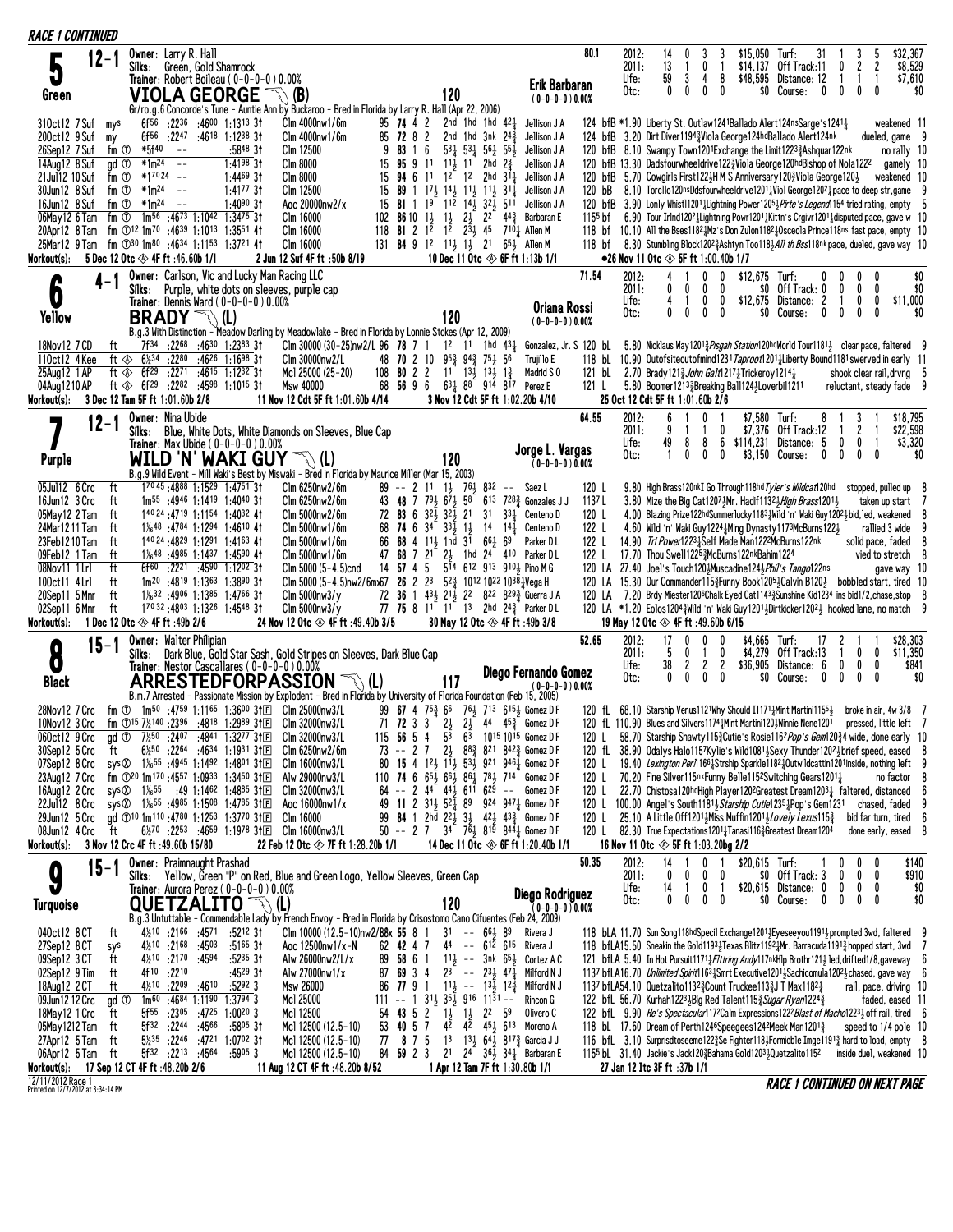## RACE 1 CONTINUED

### 5 — Green — 12-1

**Owner:** Larry R. Hall
**Silks:** Green, Gold Shamrock
**Trainer:** Robert Boileau ( 0-0-0-0 ) 0.00%

**VIOLA GEORGE** (B) — 120 — Erik Barbaran (0-0-0-0) 0.00% — 80.1

Gr/ro.g.6 Concorde's Tune - Auntie Ann by Buckaroo - Bred in Florida by Larry R. Hall (Apr 22, 2006)

| | Starts | 1st | 2nd | 3rd | Earnings | | Starts | 1st | 2nd | 3rd | Earnings |
|---|---|---|---|---|---|---|---|---|---|---|---|
| 2012: | 14 | 0 | 3 | 3 | $15,050 | Turf: | 31 | 1 | 3 | 5 | $32,367 |
| 2011: | 13 | 1 | 0 | 1 | $14,137 | Off Track: | 11 | 0 | 2 | 2 | $8,529 |
| Life: | 59 | 3 | 4 | 8 | $48,595 | Distance: | 12 | 1 | 1 | 1 | $7,610 |
| Otc: | 0 | 0 | 0 | 0 | $0 | Course: | 0 | 0 | 0 | 0 | $0 |

```
31Oct12 7 Suf  mys  6f56 :2236 :4600 1:1313 3†  Clm 4000nw1/6m    95 74 4 2  2hd 1hd 1hd 42¼  Jellison J A  124 bfB *1.90 Liberty St. Outlaw1241Ballado Alert124nsSarge's1241¼  weakened 11
20Oct12 9 Suf  my   6f56 :2247 :4618 1:1238 3†  Clm 4000nw1/6m    85 72 8 2  2hd 1hd 3nk 24¾  Jellison J A  124 bfB  3.20 Dirt Diver1194¾Viola George124hdBallado Alert124nk  dueled, game 9
26Sep12 7 Suf  fm ⓣ  *5f40 -- :5848 3†            Clm 12500          9 83 1 6  53¼ 53¼ 56¼ 55½  Jellison J A  120 bfB  8.10 Swampy Town1201Exchange the Limit1223¾Ashquar122nk  no rally 10
14Aug12 8 Suf  gd ⓣ  *1m24 -- 1:4198 3†           Clm 8000          15 95 9 11  11½ 11  2hd 2¾  Jellison J A  120 bfB 13.30 Dadsfourwheeldrive122¾Viola George120hdBishop of Nola1222  gamely 10
21Jul12 10 Suf fm ⓣ  *17024 -- 1:4469 3†          Clm 8000          15 94 6 11  12  12  2hd 31¼  Jellison J A  120 bfB  5.70 Cowgirls First122½H M S Anniversary120¾Viola George120½  weakened 10
30Jun12 8 Suf  fm ⓣ  *1m24 -- 1:4177 3†           Clm 12500         15 89 1 17½ 14½ 11½ 11½ 31¼  Jellison J A  120 bB   8.10 Torc1lo120nsDdsfourwheeldrive1201¼Viol George120²½pace to deep str,game 9
16Jun12 8 Suf  fm ⓣ  *1m24 -- 1:4090 3†           Aoc 20000nw2/x    15 81 1 19  112 14½ 32½ 511  Jellison J A  120 bfB  3.90 Lonly Whist1120¹¼Lightning Power1205½Pirte's Legend1154 tried rating, empty 5
06May12 6 Tam  fm ⓣ  1m56 :4673 1:1042 1:3475 3†  Clm 16000        102 86 10 1½ 1½ 2½ 22  44¾  Barbaran E   115⁵ bf  6.90 Tour Irlnd120²½Lightning Powr120¹¾Kittn's Crgivr120¹¼disputed pace, gave w 10
20Apr12 8 Tam  fm ⓣ12 1m70 :4639 1:1013 1:3551 4†  Clm 16000       118 81 2 12  12  23½ 45  710¼ Allen M      118 bf  10.10 All the Bses118²¾Mz's Don Zulon118²½Osceola Prince118ns fast pace, empty 10
25Mar12 9 Tam  fm ⓣ30 1m80 :4634 1:1153 1:3721 4†  Clm 16000       131 84 9 12  11½ 1½  21  65¼  Allen M      118 bf   8.30 Stumbling Block120²¾Ashtyn Too118¾All th Bss118nk pace, dueled, gave way 10
```

**Workout(s):** 5 Dec 12 Otc ◈ 4F ft :46.60b 1/1 — 2 Jun 12 Suf 4F ft :50b 8/19 — 10 Dec 11 Otc ◈ 6F ft 1:13b 1/1 — •26 Nov 11 Otc ◈ 5F ft 1:00.40b 1/7

### 6 — Yellow — 4-1

**Owner:** Carlson, Vic and Lucky Man Racing LLC
**Silks:** Purple, white dots on sleeves, purple cap
**Trainer:** Dennis Ward ( 0-0-0-0 ) 0.00%

**BRADY** (L) — 120 — Oriana Rossi (0-0-0-0) 0.00% — 71.54

B.g.3 With Distinction - Meadow Darling by Meadowlake - Bred in Florida by Lonnie Stokes (Apr 12, 2009)

| | Starts | 1st | 2nd | 3rd | Earnings | | Starts | 1st | 2nd | 3rd | Earnings |
|---|---|---|---|---|---|---|---|---|---|---|---|
| 2012: | 4 | 1 | 0 | 0 | $12,675 | Turf: | 0 | 0 | 0 | 0 | $0 |
| 2011: | 0 | 0 | 0 | 0 | $0 | Off Track: | 0 | 0 | 0 | 0 | $0 |
| Life: | 4 | 1 | 0 | 0 | $12,675 | Distance: | 2 | 1 | 0 | 0 | $11,000 |
| Otc: | 0 | 0 | 0 | 0 | $0 | Course: | 0 | 0 | 0 | 0 | $0 |

```
18Nov12 7 CD   ft   7f34 :2268 :4630 1:2383 3†  Clm 30000 (30-25)nw2/L 96 78 7 1  12 11 1hd 43¼  Gonzalez, Jr. S 120 bL  5.80 Nicklaus Way1201¾Pisgah Station120hdWorld Tour1181½  clear pace, faltered 9
11Oct12 4 Kee  ft ◈ 6½34 :2280 :4626 1:1698 3†  Clm 30000nw2/L    48 70 2 10  95¾ 94¾ 75¼ 56  Trujillo E     118 bL 10.90 Outofsiteoutofmind1231Taproot1201¼Liberty Bound1181swerved in early 11
25Aug12 1 AP   ft ◈ 6f29 :2271 :4615 1:1232 3†  Mcl 25000 (25-20) 108 80 2 2  11 13½ 13½ 1¾  Madrid S O     121 bL  2.70 Brady121¾John Galt1217½Trickeroy1214¼  shook clear rail,drvng 5
04Aug1210 AP   ft ◈ 6f29 :2282 :4598 1:1015 3†  Msw 40000         68 56 9 6  63¼ 88 914 817  Perez E       121 L   5.80 Boomer1213¾Breaking Ball124½Loverbil1211  reluctant, steady fade 9
```

**Workout(s):** 3 Dec 12 Tam 5F ft 1:01.60b 2/8 — 11 Nov 12 Cdt 5F ft 1:01.60b 4/14 — 3 Nov 12 Cdt 5F ft 1:02.20b 4/10 — 25 Oct 12 Cdt 5F ft 1:01.60b 2/6

### 7 — Purple — 12-1

**Owner:** Nina Ubide
**Silks:** Blue, White Dots, White Diamonds on Sleeves, Blue Cap
**Trainer:** Max Ubide ( 0-0-0-0 ) 0.00%

**WILD 'N' WAKI GUY** (L) — 120 — Jorge L. Vargas (0-0-0-0) 0.00% — 64.55

B.g.9 Wild Event - Mill Waki's Best by Miswaki - Bred in Florida by Maurice Miller (Mar 15, 2003)

| | Starts | 1st | 2nd | 3rd | Earnings | | Starts | 1st | 2nd | 3rd | Earnings |
|---|---|---|---|---|---|---|---|---|---|---|---|
| 2012: | 6 | 1 | 0 | 1 | $7,580 | Turf: | 8 | 1 | 3 | 1 | $18,795 |
| 2011: | 9 | 1 | 1 | 0 | $7,376 | Off Track: | 12 | 1 | 2 | 1 | $22,598 |
| Life: | 49 | 8 | 8 | 6 | $114,231 | Distance: | 5 | 0 | 0 | 1 | $3,320 |
| Otc: | 1 | 0 | 0 | 0 | $3,150 | Course: | 0 | 0 | 0 | 0 | $0 |

```
05Jul12 6 Crc  ft  17045 :4888 1:1529 1:4751 3†  Clm 6250nw2/6m     89 -- 2 11  1½ 76½ 832 --  Saez L        120 L   9.80 High Brass120nkI Go Through118hdTyler's Wildcat120hd  stopped, pulled up 8
16Jun12 3 Crc  ft  1m55 :4946 1:1419 1:4040 3†  Clm 6250nw2/6m     43 48 7 79½ 67½ 58  613 728¾ Gonzales J J 113⁷ L  3.80 Mize the Big Cat1207¾Mr. Hadif1132½High Brass1201½  taken up start 7
05May12 2 Tam  ft  14024 :4719 1:1154 1:4032 4†  Clm 5000nw2/6m     72 83 6 32½ 32½ 21  31  33¼ Centeno D     120 L   4.00 Blazing Prize122hdSummerlucky1183¼Wild 'n' Waki Guy120²½bid,led, weakened 8
24Mar12 11 Tam ft  1⅟₁₆48 :4784 1:1294 1:4610 4†  Clm 5000nw1/6m   68 74 6 34  33½ 1½  14  14¼ Centeno D     122 L   4.60 Wild 'n' Waki Guy1224¼Ming Dynasty1173McBurns122½  rallied 3 wide 9
23Feb12 10 Tam ft  14024 :4829 1:1291 1:4163 4†  Clm 5000nw1/6m     66 68 4 11½ 1hd 31  66¼ 69  Parker D L    122 L  14.90 Tri Power1223½Self Made Man122²McBurns122nk  solid pace, faded 8
09Feb12 1 Tam  ft  1⅟₁₆48 :4985 1:1437 1:4590 4†  Clm 5000nw1/6m   47 68 7 21  2½  1hd 24  410 Parker D L    122 L  17.70 Thou Swell1225¾McBurns122nkBahim1224  vied to stretch 8
08Nov11 1 Lrl  ft  6f60 :2221 :4590 1:1202 3†  Clm 5000 (5-4.5)cnd  14 57 4 5  514 612 913 910½ Pino M G      120 LA 27.40 Joel's Touch120¾Muscadine124½Phil's Tango122ns  gave way 10
10Oct11 4 Lrl  ft  1m20 :4819 1:1363 1:3890 3†  Clm 5000 (5-4.5)nw2/6mx67 26 2 23  52¾ 1012 1022 1038¼Vega H  120 LA 15.30 Our Commander115¾Funny Book1205¼Calvin B120½  bobbled start, tired 10
20Sep11 5 Mnr  ft  1⅟₁₆32 :4906 1:1385 1:4766 3†  Clm 5000nw3/y   72 36 1 43½ 21½ 22  822 829¾ Guerra J A    120 LA  7.20 Brdy Miester120⁶Chalk Eyed Cat1143¾Sunshine Kid1234 ins bid1/2,chase,stop 8
02Sep11 6 Mnr  ft  17032 :4803 1:1326 1:4548 3†  Clm 5000nw3/y     77 75 8 11  11  13  2hd 24¾ Parker D L    120 LA *1.20 Eolos1204¾Wild 'n' Waki Guy120¹½Dirtkicker120²½ hooked lane, no match 9
```

**Workout(s):** 1 Dec 12 Otc ◈ 4F ft :49b 2/6 — 24 Nov 12 Otc ◈ 4F ft :49.40b 3/5 — 30 May 12 Otc ◈ 4F ft :49b 3/8 — 19 May 12 Otc ◈ 4F ft :49.60b 6/15

### 8 — Black — 15-1

**Owner:** Walter Philipian
**Silks:** Dark Blue, Gold Star Sash, Gold Stripes on Sleeves, Dark Blue Cap
**Trainer:** Nestor Cascallares ( 0-0-0-0 ) 0.00%

**ARRESTEDFORPASSION** (L) — 117 — Diego Fernando Gomez (0-0-0-0) 0.00% — 52.65

B.m.7 Arrested - Passionate Mission by Explodent - Bred in Florida by University of Florida Foundation (Feb 15, 2005)

| | Starts | 1st | 2nd | 3rd | Earnings | | Starts | 1st | 2nd | 3rd | Earnings |
|---|---|---|---|---|---|---|---|---|---|---|---|
| 2012: | 17 | 0 | 0 | 0 | $4,665 | Turf: | 17 | 2 | 1 | 1 | $28,303 |
| 2011: | 5 | 0 | 1 | 0 | $4,279 | Off Track: | 13 | 1 | 0 | 0 | $11,350 |
| Life: | 38 | 2 | 2 | 2 | $36,905 | Distance: | 6 | 0 | 0 | 0 | $841 |
| Otc: | 0 | 0 | 0 | 0 | $0 | Course: | 0 | 0 | 0 | 0 | $0 |

```
28Nov12 7 Crc  fm ⓣ  1m50 :4759 1:1165 1:3600 3†F  Clm 25000nw3/L   99 67 4 75¾ 66  76½ 713 615½ Gomez D F  120 fL 68.10 Starship Venus1121Why Should I1171½Mint Martini115⁵½  broke in air, 4w 3/8 7
10Nov12 3 Crc  fm ⓣ15 7½140 :2396 :4818 1:2989 3†F Clm 32000nw3/L  71 72 3 3  2½  2½  44  45¾ Gomez D F    120 fL 110.90 Blues and Silvers1174¾Mint Martini120½Winnie Nene1201  pressed, little left 7
06Oct12 9 Crc  gd ⓣ  7½50 :2407 :4841 1:3277 3†F    Clm 32000nw3/L 115 56 5 4  53  63  1015 1015 Gomez D F    120 L  58.70 Starship Shawty115¾Cutie's Rosie116²Pop's Gem120¾4 wide, done early 10
30Sep12 5 Crc  ft    6½50 :2264 :4634 1:1931 3†F    Clm 6250nw2/6m  73 -- 2 7  86¾ 821 842¾ Gomez D F        120 fL 38.90 Odalys Halo1157Kylie's Wild1081½Sexy Thunder120²½brief speed, eased 8
07Sep12 8 Crc  sysⓧ 1⅟₁₆55 :4945 1:1492 1:4801 3†F Clm 32000nw3/L 80 15 4 12½ 11½ 53½ 921 946¾ Gomez D F   120 L  19.40 Lexington Perl116⁶½Strship Sparkle118²½Outwildcattin120¹inside, nothing left 9
23Aug12 7 Crc  fm ⓣ20 1m170 :4557 1:0933 1:3450 3†F Alw 29000nw3/L 110 74 6 65¼ 66½ 86¼ 78½ 714 Gomez D F  120 L  70.20 Fine Silver115nkFunny Belle115²Switching Gears1201¼  no factor 8
16Aug12 2 Crc  sysⓧ 1⅟₁₆55 :49 1:1462 1:4885 3†F  Clm 32000nw3/L  64 -- 2 44 44½ 611 629 --  Gomez D F     120 L  22.70 Chistosa120hdHigh Player120²Greatest Dream120¾ faltered, distanced 6
22Jul12 8 Crc  sysⓧ 1⅟₁₆55 :4985 1:1508 1:4785 3†F Aoc 16000nw1/x 49 11 2 31½ 52¼ 89  924 947¼ Gomez D F   120 L 100.00 Angel's South1181¼Starship Cutie1235¼Pop's Gem1231  chased, faded 9
29Jun12 5 Crc  gd ⓣ10 1m110 :4780 1:1253 1:3770 3†F Clm 16000      99 84 1 2hd 22½ 3½  42½ 43¾ Gomez D F     120 L  25.10 A Little Off120¹¾Miss Muffin120¹½Lovely Lexus115¾  bid far turn, tired 6
08Jun12 4 Crc  ft    6½70 :2253 :4659 1:1978 3†F    Clm 16000nw3/L  50 -- 2 7  34  76½ 819 844¼ Gomez D F    120 L  82.30 True Expectations120¹½Tanasi116¾Greatest Dream1204  done early, eased 8
```

**Workout(s):** 3 Nov 12 Crc 4F ft :49.60b 15/80 — 22 Feb 12 Otc ◈ 7F ft 1:28.20b 1/1 — 14 Dec 11 Otc ◈ 6F ft 1:20.40b 1/1 — 16 Nov 11 Otc ◈ 5F ft 1:03.20bg 2/2

### 9 — Turquoise — 15-1

**Owner:** Praimnaught Prashad
**Silks:** Yellow, Green "P" on Red, Blue and Green Logo, Yellow Sleeves, Green Cap
**Trainer:** Aurora Perez ( 0-0-0-0 ) 0.00%

**QUETZALITO** (L) — 120 — Diego Rodriguez (0-0-0-0) 0.00% — 50.35

B.g.3 Untuttable - Commendable Lady by French Envoy - Bred in Florida by Crisostomo Cano Cifuentes (Feb 24, 2009)

| | Starts | 1st | 2nd | 3rd | Earnings | | Starts | 1st | 2nd | 3rd | Earnings |
|---|---|---|---|---|---|---|---|---|---|---|---|
| 2012: | 14 | 1 | 0 | 1 | $20,615 | Turf: | 1 | 0 | 0 | 0 | $140 |
| 2011: | 0 | 0 | 0 | 0 | $0 | Off Track: | 3 | 0 | 0 | 0 | $910 |
| Life: | 14 | 1 | 0 | 1 | $20,615 | Distance: | 0 | 0 | 0 | 0 | $0 |
| Otc: | 0 | 0 | 0 | 0 | $0 | Course: | 0 | 0 | 0 | 0 | $0 |

```
04Oct12 8 CT   ft   4½10 :2166 :4571 :5212 3†   Clm 10000 (12.5-10)nw2/Bx 55 8 1  31  --  66½ 89  Rivera J  118 bLA 11.70 Sun Song118hdSpecil Exchange1201¼Eyeseeyou1191½prompted 3wd, faltered 9
27Sep12 8 CT   sys  4½10 :2168 :4503 :5165 3†   Aoc 12500nw1/x-N  62 42 4 7  44  --  612 615 Rivera J     118 bfLA15.50 Sneakin the Gold1193¾Texas Blitz119²¼Mr. Barracuda1191¾ hopped start, 3wd 7
09Sep12 3 CT   ft   4½10 :2170 :4594 :5235 3†   Alw 26000nw2/L/x  89 58 6 1  11½ --  3nk 65½ Cortez A C   121 bfLA 5.40 In Hot Pursuit1171¼Fltring Andy117nkHlp Brothr121½ led,drifted1/8,gaveway 6
02Sep12 9 Tim  ft   4f10 :2210 :4529 3†         Alw 27000nw1/x    87 69 3 4  23  --  23½ 47¼ Milford N J  113⁷ bfLA16.70 Unlimited Spirit116³½Smrt Executive120¹¼Sachicomula120²¾chased, gave way 6
18Aug12 2 CT   ft   4½10 :2209 :4610 :5292 3    Msw 26000         86 77 9 1  11½ --  13½ 12¾ Milford N J  113⁷ bfLA 4.60 Quetzalito113²¾Count Truckee113¾J T Max118²¼  rail, pace, driving 10
09Jun12 12 Crc gd ⓣ 1m60 :4684 1:1190 1:3794 3     Mcl 25000        111 -- 1 31½ 35½ 916 1131 --  Rincon G    122 bfL 56.70 Kurhah122³¼Big Red Talent115¾Sugar Ryan1224¾  faded, eased 11
18May12 1 Crc  ft   5f55 :2305 :4725 1:0020 3      Mcl 12500         54 43 5 2  1½  1½  22  59  Olivero C    122 bfL  9.90 He's Spectacular117²Calm Expressions122²Blast of Macho122³½ off rail, tired 6
05May1212 Tam  ft   5f32 :2244 :4566 :5805 3†      Mcl 12500 (12.5-10) 53 40 5 7  42  42  45½ 613 Moreno A     118 bL  17.60 Dream of Perth1246Speegees1242Meek Man1201¾  speed to 1/4 pole 10
27Apr12 5 Tam  ft   5½35 :2246 :4721 1:0702 3†     Mcl 12500 (12.5-10) 77 8 7 5  13  13½ 64½ 817¾ Garcia J J   116 bfL  3.10 Surprisdtoseeme122¾Se Fighter118¾Formidble Imge1191¾ hard to load, empty 8
06Apr12 5 Tam  ft   5f32 :2213 :4564 :5905 3       Mcl 12500 (12.5-10) 84 59 2 3  21  24  36½ 34¼ Barbaran E   115⁵ bL 31.40 Jackie's Jack120¾Bahama Gold120³½Quetzalito115²  inside duel, weakened 10
```

**Workout(s):** 17 Sep 12 CT 4F ft :48.20b 2/6 — 11 Aug 12 CT 4F ft :48.20b 8/52 — 1 Apr 12 Tam 7F ft 1:30.80b 1/1 — 27 Jan 12 Itc 3F ft :37b 1/1

12/11/2012 Race 1 — Printed on 12/7/2012 at 3:34:14 PM

RACE 1 CONTINUED ON NEXT PAGE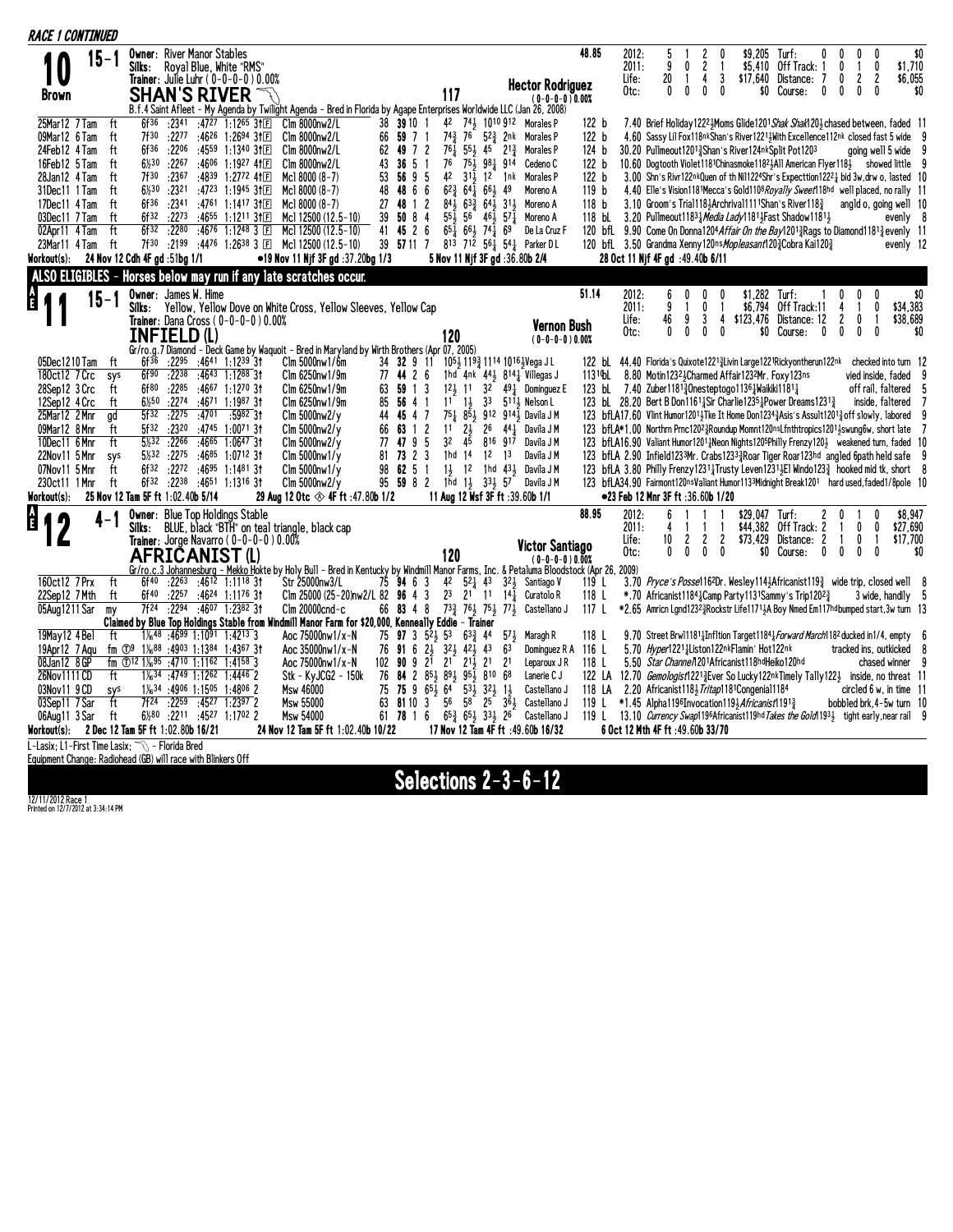*RACE 1 CONTINUED*

**10** 15-1 Brown
**Owner:** River Manor Stables
**Silks:** Royal Blue, White "RMS"
**Trainer:** Julie Luhr ( 0-0-0-0 ) 0.00%
**SHAN'S RIVER** 117
**Hector Rodriguez** (0-0-0-0) 0.00%
48.85

| | | | | | | | | | |
|---|---|---|---|---|---|---|---|---|---|
| 2012: | 5 | 1 | 2 | 0 | $9,205 | Turf: | 0 0 0 0 | | $0 |
| 2011: | 9 | 0 | 2 | 1 | $5,410 | Off Track: | 1 0 1 0 | | $1,710 |
| Life: | 20 | 1 | 4 | 3 | $17,640 | Distance: | 7 0 2 2 | | $6,055 |
| Otc: | 0 | 0 | 0 | 0 | $0 | Course: | 0 0 0 0 | | $0 |

B.f.4 Saint Afleet - My Agenda by Twilight Agenda - Bred in Florida by Agape Enterprises Worldwide LLC (Jan 26, 2008)

```
25Mar12 7Tam  ft  6f36 :2341 :4727 1:1265 3tF Clm 8000nw2/L    38 39 10 1  42  74½ 1010 912 Morales P   122 b  7.40 Brief Holiday1222½Moms Glide1201Shak Shak120½ chased between, faded 11
09Mar12 6Tam  ft  7f30 :2277 :4626 1:2694 3tF Clm 8000nw2/L    66 59 7 1  74¾ 76  52¾ 2nk  Morales P   122 b  4.60 Sassy Lil Fox118nkShan's River1221¼With Excellence112nk closed fast 5 wide 9
24Feb12 4Tam  ft  6f36 :2206 :4559 1:1340 3tF Clm 8000nw2/L    62 49 7 2  76¼ 55½ 45  21¾  Morales P   124 b  30.20 Pullmeout1201¾Shan's River124nkSplit Pot1203 going well 5 wide 9
16Feb12 5Tam  ft  6½30 :2267 :4606 1:1927 4tF Clm 8000nw2/L    43 36 5 1  76  75½ 98¼ 914  Cedeno C    122 b  10.60 Dogtooth Violet1181Chinasmoke1182½All American Flyer118½ showed little 9
28Jan12 4Tam  ft  7f30 :2367 :4839 1:2772 4tF Mcl 8000 (8-7)   53 56 9 5  42  31½ 12  1nk  Morales P   122 b  3.00 Shn's Rivr122nkQuen of th Nil1224Shr's Expecttion1222¼ bid 3w,drw o, lasted 10
31Dec11 1Tam  ft  6½30 :2321 :4723 1:1945 3tF Mcl 8000 (8-7)   48 48 6 6  62¾ 64¼ 66½ 49   Moreno A    119 b  4.40 Elle's Vision1181Mecca's Gold1108Royally Sweet118hd well placed, no rally 11
17Dec11 4Tam  ft  6f36 :2341 :4761 1:1417 3tF Mcl 8000 (8-7)   27 48 1 2  84½ 63¾ 64¾ 31½  Moreno A    118 b  3.10 Groom's Trial118½Archrival1111Shan's River118¾ angld o, going well 10
03Dec11 7Tam  ft  6f32 :2273 :4655 1:1211 3tF Mcl 12500 (12.5-10) 39 50 8 4 55½ 56  46½ 57¼ Moreno A    118 bL 3.20 Pullmeout1183½Media Lady1181½Fast Shadow1181½ evenly 8
02Apr11 4Tam  ft  6f32 :2280 :4676 1:1248 3 F Mcl 12500 (12.5-10) 41 45 2 6 65¼ 66½ 74¼ 69 De La Cruz F 120 bfL 9.90 Come On Donna1204Affair On the Bay1201¾Rags to Diamond1181¾evenly 11
23Mar11 4Tam  ft  7f30 :2199 :4476 1:2638 3 F Mcl 12500 (12.5-10) 39 57 11 7 813 712 56¼ 54¼ Parker D L 120 bfL 3.50 Grandma Xenny120nsMopleasant120¾Cobra Kai120¾ evenly 12
```

**Workout(s):** 24 Nov 12 Cdh 4F gd :51bg 1/1 ●19 Nov 11 Njf 3F gd :37.20bg 1/3 5 Nov 11 Njf 3F gd :36.80b 2/4 28 Oct 11 Njf 4F gd :49.40b 6/11

## ALSO ELIGIBLES - Horses below may run if any late scratches occur.

**AE 11** 15-1
**Owner:** James W. Hime
**Silks:** Yellow, Yellow Dove on White Cross, Yellow Sleeves, Yellow Cap
**Trainer:** Dana Cross ( 0-0-0-0 ) 0.00%
**INFIELD (L)** 120
**Vernon Bush** (0-0-0-0) 0.00%
51.14

| | | | | | | | | | |
|---|---|---|---|---|---|---|---|---|---|
| 2012: | 6 | 0 | 0 | 0 | $1,282 | Turf: | 1 0 0 0 | | $0 |
| 2011: | 9 | 1 | 0 | 1 | $6,794 | Off Track: | 11 4 1 0 | | $34,383 |
| Life: | 46 | 9 | 3 | 4 | $123,476 | Distance: | 12 2 0 1 | | $38,689 |
| Otc: | 0 | 0 | 0 | 0 | $0 | Course: | 0 0 0 0 | | $0 |

Gr/ro.g.7 Diamond - Deck Game by Waquoit - Bred in Maryland by Wirth Brothers (Apr 07, 2005)

```
05Dec1210Tam  ft  6f36 :2295 :4641 1:1239 3t Clm 5000nw1/6m  34 32 9 11 105½ 119¾ 1114 1016¼Vega J L  122 bL 44.40 Florida's Quixote1221¾Livin Large1221Rickyontherun122nk checked into turn 12
18Oct12 7Crc  sys 6f90 :2238 :4643 1:1288 3t Clm 6250nw1/9m  77 44 2 6 1hd 4nk 44¾ 814¼ Villegas J  1131bL 8.80 Motin1232½Charmed Affair1232Mr. Foxy123ns vied inside, faded 9
28Sep12 3Crc  ft  6f80 :2285 :4667 1:1270 3t Clm 6250nw1/9m  63 59 1 3 12½ 11  32  49¼ Dominguez E  123 bL 7.40 Zuber1181¾Onesteptogo1136¼Waikiki1181¼ off rail, faltered 5
12Sep12 4Crc  ft  6½50 :2274 :4671 1:1987 3t Clm 6250nw1/9m  85 56 4 1 11  1½  33  511½ Nelson L  123 bL 28.20 Bert B Don1161½Sir Charlie1235½Power Dreams1231¾ inside, faltered 7
25Mar12 2Mnr  gd  5f32 :2275 :4701 :5982 3t Clm 5000nw2/y  44 45 4 7 75¼ 85½ 912 914½ Davila J M  123 bfLA17.60 Vlint Humor1201½Tke It Home Don1234¾Asis's Assult1201¾off slowly, labored 9
09Mar12 8Mnr  ft  5f32 :2320 :4745 1:0071 3t Clm 5000nw2/y  66 63 1 2 11  2½  26  44¼ Davila J M  123 bfLA*1.00 Northrn Prnc1202¾Roundup Momnt120nsLfnthtropics1201½swung6w, short late 7
10Dec11 6Mnr  ft  5½32 :2266 :4665 1:0647 3t Clm 5000nw2/y  77 47 9 5 32  45  816 917 Davila J M  123 bfLA16.90 Valiant Humor1201½Neon Nights1205Philly Frenzy120½ weakened turn, faded 10
22Nov11 5Mnr  sys 5½32 :2275 :4685 1:0712 3t Clm 5000nw1/y  81 73 2 3 1hd 14  12  13  Davila J M  123 bfLA 2.90 Infield1233Mr. Crabs1233¾Roar Tiger Roar123hd angled 6path held safe 9
07Nov11 5Mnr  ft  6f32 :2272 :4695 1:1481 3t Clm 5000nw1/y  98 62 5 1 1½  12  1hd 43½ Davila J M  123 bfLA 3.80 Philly Frenzy1231¼Trusty Leven1231½El Windo123¾ hooked mid tk, short 8
23Oct11 1Mnr  ft  6f32 :2238 :4651 1:1316 3t Clm 5000nw2/y  95 59 8 2 1hd 1½  33½ 57  Davila J M  123 bfLA34.90 Fairmont120nsValiant Humor1133Midnight Break1201 hard used,faded1/8pole 10
```

**Workout(s):** 25 Nov 12 Tam 5F ft 1:02.40b 5/14 29 Aug 12 Otc ◈ 4F ft :47.80b 1/2 11 Aug 12 Wsf 3F ft :39.60b 1/1 ●23 Feb 12 Mnr 3F ft :36.60b 1/20

**AE 12** 4-1
**Owner:** Blue Top Holdings Stable
**Silks:** BLUE, black "BTH" on teal triangle, black cap
**Trainer:** Jorge Navarro ( 0-0-0-0 ) 0.00%
**AFRICANIST (L)** 120
**Victor Santiago** (0-0-0-0) 0.00%
88.95

| | | | | | | | | | |
|---|---|---|---|---|---|---|---|---|---|
| 2012: | 6 | 1 | 1 | 1 | $29,047 | Turf: | 2 0 1 0 | | $8,947 |
| 2011: | 4 | 1 | 1 | 1 | $44,382 | Off Track: | 2 1 0 0 | | $27,690 |
| Life: | 10 | 2 | 2 | 2 | $73,429 | Distance: | 2 1 0 1 | | $17,700 |
| Otc: | 0 | 0 | 0 | 0 | $0 | Course: | 0 0 0 0 | | $0 |

Gr/ro.c.3 Johannesburg - Mekko Hokte by Holy Bull - Bred in Kentucky by Windmill Manor Farms, Inc. & Petaluma Bloodstock (Apr 26, 2009)

```
16Oct12 7Prx  ft  6f40 :2263 :4612 1:1118 3t Str 25000nw3/L  75 94 6 3 42  52¼ 43  32½ Santiago V  119 L 3.70 Pryce's Posse1162Dr. Wesley114½Africanist119¾ wide trip, closed well 8
22Sep12 7Mth  ft  6f40 :2257 :4624 1:1176 3t Clm 25000 (25-20)nw2/L 82 96 4 3 23 21 11 14¼ Curatolo R 118 L *.70 Africanist1184¼Camp Party1131Sammy's Trip120²¾ 3 wide, handily 5
05Aug1211Sar  my  7f24 :2294 :4607 1:2382 3t Clm 20000cnd-c  66 83 4 8 73¾ 76½ 75½ 77½ Castellano J  117 L *2.65 Amrcn Lgnd1232¾Rockstr Life1171½A Boy Nmed Em117hdbumped start,3w turn 13
```

Claimed by Blue Top Holdings Stable from Windmill Manor Farm for $20,000, Kenneally Eddie - Trainer

```
19May12 4Bel  ft  1⅙48 :4699 1:1091 1:4213 3  Aoc 75000nw1/x-N  75 97 3 52½ 53  63¾ 44  57½ Maragh R  118 L 9.70 Street Brwl1181¼Infltion Target1184¼Forward March1182ducked in1/4, empty 6
19Apr12 7Aqu  fm ⓣ9 1⅙88 :4903 1:1384 1:4367 3t Aoc 35000nw1/x-N 76 91 6 2½ 32½ 42½ 43 63 Dominguez R A 116 L 5.70 Hyper1221¼Liston122nkFlamin' Hot122nk tracked ins, outkicked 8
08Jan12 8GP   fm ⓣ12 1⅙95 :4710 1:1162 1:4158 3 Aoc 75000nw1/x-N 102 90 9 21 21 21½ 21 21 Leparoux J R 118 L 5.50 Star Channel1201Africanist118hdHeiko120hd chased winner 9
26Nov1111CD   ft  1⅙34 :4749 1:1262 1:4446 2  Stk - KyJCG2 - 150k 76 84 2 85½ 89½ 95½ 810 68 Lanerie C J 122 LA 12.70 Gemologist1221¾Ever So Lucky122nkTimely Tally122½ inside, no threat 11
03Nov11 9CD   sys 1⅙34 :4906 1:1505 1:4806 2  Msw 46000  75 75 9 65½ 64  53½ 32½ 1½ Castellano J 118 LA 2.20 Africanist118½Tritap1181Congenial1184 circled 6 w, in time 11
03Sep11 7Sar  ft  7f24 :2259 :4527 1:2397 2  Msw 55000  63 81 10 3 56  58  25  36½ Castellano J 119 L *1.45 Alpha1196Invocation119½Africanist1191¾ bobbled brk,4-5w turn 10
06Aug11 3Sar  ft  6½80 :2211 :4527 1:1702 2  Msw 54000  61 78 1 6 65¾ 65½ 33½ 26 Castellano J 119 L 13.10 Currency Swap119hdTakes the Gold119³½ tight early,near rail 9
```

**Workout(s):** 2 Dec 12 Tam 5F ft 1:02.80b 16/21 24 Nov 12 Tam 5F ft 1:02.40b 10/22 17 Nov 12 Tam 4F ft :49.60b 16/32 6 Oct 12 Mth 4F ft :49.60b 33/70

L-Lasix; L1-First Time Lasix; ◥ - Florida Bred
Equipment Change: Radiohead (GB) will race with Blinkers Off

# Selections 2-3-6-12

12/11/2012 Race 1
Printed on 12/7/2012 at 3:34:14 PM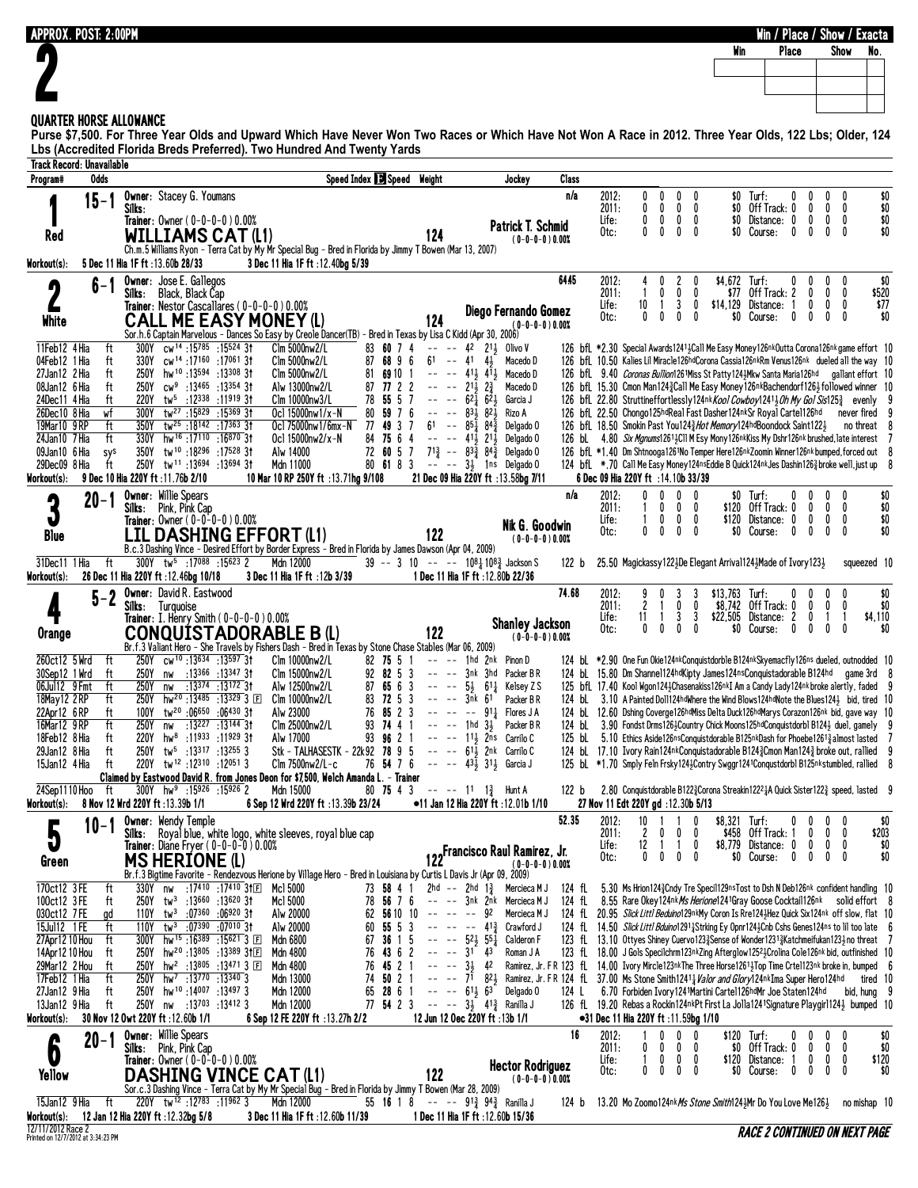APPROX. POST: 2:00PM

# 2

Win / Place / Show / Exacta

## QUARTER HORSE ALLOWANCE

Purse $7,500. For Three Year Olds and Upward Which Have Never Won Two Races or Which Have Not Won A Race in 2012. Three Year Olds, 122 Lbs; Older, 124 Lbs (Accredited Florida Breds Preferred). Two Hundred And Twenty Yards

Track Record: Unavailable

---

### 1 — Red — 15-1

**WILLIAMS CAT (L1)** — 124 — Patrick T. Schmid (0-0-0-0) 0.00%

Owner: Stacey G. Youmans
Silks:
Trainer: Owner (0-0-0-0) 0.00%
Class: n/a

Ch.m.5 Williams Ryon - Terra Cat by My Mr Special Bug - Bred in Florida by Jimmy T Bowen (Mar 13, 2007)

| | Starts | 1st | 2nd | 3rd | Earnings | | Starts | 1st | 2nd | 3rd | Earnings |
|---|---|---|---|---|---|---|---|---|---|---|---|
| 2012: | 0 | 0 | 0 | 0 | $0 | Turf: | 0 | 0 | 0 | 0 | $0 |
| 2011: | 0 | 0 | 0 | 0 | $0 | Off Track: | 0 | 0 | 0 | 0 | $0 |
| Life: | 0 | 0 | 0 | 0 | $0 | Distance: | 0 | 0 | 0 | 0 | $0 |
| Otc: | 0 | 0 | 0 | 0 | $0 | Course: | 0 | 0 | 0 | 0 | $0 |

Workout(s): 5 Dec 11 Hia 1F ft :13.60b 28/33 — 3 Dec 11 Hia 1F ft :12.40bg 5/39

---

### 2 — White — 6-1

**CALL ME EASY MONEY (L)** — 124 — Diego Fernando Gomez (0-0-0-0) 0.00%

Owner: Jose E. Gallegos
Silks: Black, Black Cap
Trainer: Nestor Cascallares (0-0-0-0) 0.00%
Class: 64.45

Sor.h.6 Captain Marvelous - Cream To Easy by Creole Dancer(TB) - Bred in Texas by Lisa C Kidd (Apr 30, 2006)

| | Starts | 1st | 2nd | 3rd | Earnings | | Starts | 1st | 2nd | 3rd | Earnings |
|---|---|---|---|---|---|---|---|---|---|---|---|
| 2012: | 4 | 0 | 2 | 0 | $4,672 | Turf: | 0 | 0 | 0 | 0 | $0 |
| 2011: | 1 | 0 | 0 | 0 | $77 | Off Track: | 2 | 0 | 0 | 0 | $520 |
| Life: | 10 | 1 | 3 | 0 | $14,129 | Distance: | 1 | 0 | 0 | 0 | $77 |
| Otc: | 0 | 0 | 0 | 0 | $0 | Course: | 0 | 0 | 0 | 0 | $0 |

| Date/Race | Trk | Dist | Fractions | Race Type | Speed Index | Speed | PP | St | 1/4 | Str | Fin | Jockey | Wt/Eq | Odds | Top Finishers | Comment | Fld |
|---|---|---|---|---|---|---|---|---|---|---|---|---|---|---|---|---|---|
| 11Feb12 4Hia | ft | 300Y | cw[14] :15785 :15524 3† | Clm 5000nw2/L | 83 | 60 | 7 | 4 | -- -- | 4[2] | 2[1½] | Olivo V | 126 bfL | *2.30 | Special Awards1241¾Call Me Easy Money126nkOutta Corona126nk | game effort | 10 |
| 04Feb12 1Hia | ft | 330Y | cw[14] :17160 :17061 3† | Clm 5000nw2/L | 87 | 68 | 9 | 6 | 6[1] -- | 4[1] | 4[½] | Macedo D | 126 bfL | 10.50 | Kalies Lil Miracle126hdCorona Cassia126nkRm Venus126nk | dueled all the way | 10 |
| 27Jan12 2Hia | ft | 250Y | hw[10] :13594 :13308 3† | Clm 5000nw2/L | 81 | 69 | 10 | 1 | -- -- | 4[1½] | 4[1½] | Macedo D | 126 bfL | 9.40 | *Coronas Bullion*161Miss St Patty124¾Mkw Santa Maria126hd | gallant effort | 10 |
| 08Jan12 6Hia | ft | 250Y | cw[9] :13465 :13354 3† | Alw 13000nw2/L | 87 | 77 | 2 | 2 | -- -- | 2[1½] | 2[¾] | Macedo D | 126 bfL | 15.30 | Cmon Man124¾Call Me Easy Money126nkBachendorf126½ | followed winner | 10 |
| 24Dec11 4Hia | ft | 220Y | tw[5] :12338 :11919 3† | Clm 10000nw3/L | 78 | 55 | 5 | 7 | -- -- | 6[2¼] | 6[2½] | Garcia J | 126 bfL | 22.80 | Struttineffortlessly124nk*Kool Cowboy*1241½*Oh My Gol Sis*125¾ | evenly | 9 |
| 26Dec10 8Hia | wf | 300Y | tw[27] :15829 :15369 3† | Ocl 15000nw1/x-N | 80 | 59 | 7 | 6 | -- -- | 8[3½] | 8[2½] | Rizo A | 126 bfL | 22.50 | Chongo125hdReal Fast Dasher124nkSr Royal Cartel126hd | never fired | 9 |
| 19Mar10 9RP | ft | 350Y | tw[25] :18142 :17363 3† | Ocl 75000nw1/6mx-N | 77 | 49 | 3 | 7 | 6[1] -- | 8[5½] | 8[4¾] | Delgado O | 126 bfL | 18.50 | Smokin Past You124¾*Hot Memory*124hdBoondock Saint122½ | no threat | 8 |
| 24Jan10 7Hia | ft | 330Y | hw[16] :17110 :16870 3† | Ocl 15000nw2/x-N | 84 | 75 | 6 | 4 | -- -- | 4[1½] | 2[1½] | Delgado O | 126 bL | 4.80 | *Sx Mgnums*1261½Cl M Esy Mony126nkKiss My Dshr126nk | brushed,late interest | 7 |
| 09Jan10 6Hia | sys | 350Y | tw[10] :18296 :17528 3† | Alw 14000 | 72 | 60 | 5 | 7 | 7[1¾] -- | 8[3¾] | 8[4¾] | Delgado O | 126 bfL | *1.40 | Dm Shtnooga1261No Temper Here126nkZoomin Winner126nk | bumped,forced out | 8 |
| 29Dec09 8Hia | ft | 250Y | tw[11] :13694 :13694 3† | Mdn 11000 | 80 | 61 | 8 | 3 | -- -- | 3[½] | 1[ns] | Delgado O | 124 bfL | *.70 | Call Me Easy Money124nsEddie B Quick124nkJes Dashin126¾ | broke well,just up | 8 |

Workout(s): 9 Dec 10 Hia 220Y ft :11.76b 2/10 — 10 Mar 10 RP 250Y ft :13.71hg 9/108 — 21 Dec 09 Hia 220Y ft :13.58bg 7/11 — 6 Dec 09 Hia 220Y ft :14.10b 33/39

---

### 3 — Blue — 20-1

**LIL DASHING EFFORT (L1)** — 122 — Nik G. Goodwin (0-0-0-0) 0.00%

Owner: Willie Spears
Silks: Pink, Pink Cap
Trainer: Owner (0-0-0-0) 0.00%
Class: n/a

B.c.3 Dashing Vince - Desired Effort by Border Express - Bred in Florida by James Dawson (Apr 04, 2009)

| | Starts | 1st | 2nd | 3rd | Earnings | | Starts | 1st | 2nd | 3rd | Earnings |
|---|---|---|---|---|---|---|---|---|---|---|---|
| 2012: | 0 | 0 | 0 | 0 | $0 | Turf: | 0 | 0 | 0 | 0 | $0 |
| 2011: | 1 | 0 | 0 | 0 | $120 | Off Track: | 0 | 0 | 0 | 0 | $0 |
| Life: | 1 | 0 | 0 | 0 | $120 | Distance: | 0 | 0 | 0 | 0 | $0 |
| Otc: | 0 | 0 | 0 | 0 | $0 | Course: | 0 | 0 | 0 | 0 | $0 |

| Date/Race | Trk | Dist | Fractions | Race Type | Speed Index | Speed | PP | St | 1/4 | Str | Fin | Jockey | Wt/Eq | Odds | Top Finishers | Comment | Fld |
|---|---|---|---|---|---|---|---|---|---|---|---|---|---|---|---|---|---|
| 31Dec11 1Hia | ft | 300Y | tw[5] :17088 :15623 2 | Mdn 12000 | 39 | -- | 3 | 10 | -- -- | 10[8½] | 10[8¾] | Jackson S | 122 b | 25.50 | Magickassy122¾De Elegant Arrival124¾Made of Ivory123½ | squeezed | 10 |

Workout(s): 26 Dec 11 Hia 220Y ft :12.46bg 10/18 — 3 Dec 11 Hia 1F ft :12b 3/39 — 1 Dec 11 Hia 1F ft :12.80b 22/36

---

### 4 — Orange — 5-2

**CONQUISTADORABLE B (L)** — 122 — Shanley Jackson (0-0-0-0) 0.00%

Owner: David R. Eastwood
Silks: Turquoise
Trainer: I. Henry Smith (0-0-0-0) 0.00%
Class: 74.68

Br.f.3 Valiant Hero - She Travels by Fishers Dash - Bred in Texas by Stone Chase Stables (Mar 06, 2009)

| | Starts | 1st | 2nd | 3rd | Earnings | | Starts | 1st | 2nd | 3rd | Earnings |
|---|---|---|---|---|---|---|---|---|---|---|---|
| 2012: | 9 | 0 | 3 | 3 | $13,763 | Turf: | 0 | 0 | 0 | 0 | $0 |
| 2011: | 2 | 1 | 0 | 0 | $8,742 | Off Track: | 0 | 0 | 0 | 0 | $0 |
| Life: | 11 | 1 | 3 | 3 | $22,505 | Distance: | 2 | 0 | 1 | 1 | $4,110 |
| Otc: | 0 | 0 | 0 | 0 | $0 | Course: | 0 | 0 | 0 | 0 | $0 |

| Date/Race | Trk | Dist | Fractions | Race Type | Speed Index | Speed | PP | St | 1/4 | Str | Fin | Jockey | Wt/Eq | Odds | Top Finishers | Comment | Fld |
|---|---|---|---|---|---|---|---|---|---|---|---|---|---|---|---|---|---|
| 26Oct12 5Wrd | ft | 250Y | cw[10] :13634 :13597 3† | Clm 10000nw2/L | 82 | 75 | 5 | 1 | -- -- | 1hd | 2nk | Pinon D | 124 bL | *2.90 | One Fun Okie124nkConquistdorble B124nkSkyemacfly126ns | dueled, outnodded | 10 |
| 30Sep12 1Wrd | ft | 250Y | nw :13366 :13347 3† | Clm 15000nw2/L | 92 | 82 | 5 | 3 | -- -- | 3nk | 3hd | Packer B R | 124 bL | 15.80 | Dm Shannel124hdKipty James124nsConquistadorable B124hd | game 3rd | 8 |
| 06Jul12 9Fmt | ft | 250Y | nw :13374 :13172 3† | Alw 12500nw2/L | 87 | 65 | 6 | 3 | -- -- | 5[½] | 6[1¼] | Kelsey Z S | 125 bfL | 17.40 | Kool Wgon124½Chasenakiss126nkI Am a Candy Lady124nk | broke alertly, faded | 9 |
| 18May12 2RP | ft | 250Y | hw[20] :13485 :13329 3 F | Clm 10000nw2/L | 83 | 72 | 5 | 3 | -- -- | 3nk | 6[1] | Packer B R | 124 bL | 3.10 | A Painted Doll124hdWhere the Wind Blows124hdNote the Blues124½ | bid, tired | 10 |
| 22Apr12 6RP | ft | 100Y | tw[20] :06650 :06430 3† | Alw 23000 | 76 | 85 | 2 | 3 | -- -- | -- | 9[1¼] | Flores J A | 124 bL | 12.60 | Dshing Coverge126hdMiss Delta Duck126hdMarys Corazon126nk | bid, gave way | 10 |
| 16Mar12 9RP | ft | 250Y | nw :13227 :13144 3† | Clm 25000nw2/L | 93 | 74 | 4 | 1 | -- -- | 1hd | 3[½] | Packer B R | 124 bL | 3.90 | Fondst Drms126½Country Chick Moons126hdConquistdorbl B124½ | duel, gamely | 9 |
| 18Feb12 8Hia | ft | 220Y | hw[8] :11933 :11929 3† | Alw 17000 | 93 | 96 | 2 | 1 | -- -- | 1[1½] | 2ns | Carrilo C | 125 bL | 5.10 | Ethics Aside126nsConquistdorable B125nkDash for Phoebe1261¾ | almost lasted | 7 |
| 29Jan12 8Hia | ft | 250Y | tw[5] :13317 :13255 3 | Stk - TALHASESTK - 22k | 92 | 78 | 9 | 5 | -- -- | 6[1½] | 2nk | Carrilo C | 124 bL | 17.10 | Ivory Rain124nkConquistadorable B124¾Cmon Man124¾ | broke out, rallied | 9 |
| 15Jan12 4Hia | ft | 220Y | tw[12] :12310 :12051 3 | Clm 7500nw2/L-c | 76 | 54 | 7 | 6 | -- -- | 4[3½] | 3[1½] | Garcia J | 125 bL | *1.70 | Smply Feln Frsky124½Contry Swggr1241Conqustdorbl B125nk | stumbled, rallied | 8 |

Claimed by Eastwood David R. from Jones Deon for $7,500, Welch Amanda L. - Trainer

| Date/Race | Trk | Dist | Fractions | Race Type | Speed Index | Speed | PP | St | 1/4 | Str | Fin | Jockey | Wt/Eq | Odds | Top Finishers | Comment | Fld |
|---|---|---|---|---|---|---|---|---|---|---|---|---|---|---|---|---|---|
| 24Sep1110Hoo | ft | 300Y | hw[9] :15926 :15926 2 | Mdn 15000 | 80 | 75 | 4 | 3 | -- -- | 1[1] | 1[¾] | Hunt A | 122 b | 2.80 | Conquistdorable B122¾Corona Streakin1222½A Quick Sister122¾ | speed, lasted | 9 |

Workout(s): 8 Nov 12 Wrd 220Y ft :13.39b 1/1 — 6 Sep 12 Wrd 220Y ft :13.39b 23/24 — ●11 Jan 12 Hia 220Y ft :12.01b 1/10 — 27 Nov 11 Edt 220Y gd :12.30b 5/13

---

### 5 — Green — 10-1

**MS HERIONE (L)** — 122 — Francisco Raul Ramirez, Jr. (0-0-0-0) 0.00%

Owner: Wendy Temple
Silks: Royal blue, white logo, white sleeves, royal blue cap
Trainer: Diane Fryer (0-0-0-0) 0.00%
Class: 52.35

Br.f.3 Bigtime Favorite - Rendezvous Herione by Village Hero - Bred in Louisiana by Curtis L Davis Jr (Apr 09, 2009)

| | Starts | 1st | 2nd | 3rd | Earnings | | Starts | 1st | 2nd | 3rd | Earnings |
|---|---|---|---|---|---|---|---|---|---|---|---|
| 2012: | 10 | 1 | 1 | 0 | $8,321 | Turf: | 0 | 0 | 0 | 0 | $0 |
| 2011: | 2 | 0 | 0 | 0 | $458 | Off Track: | 1 | 0 | 0 | 0 | $203 |
| Life: | 12 | 1 | 1 | 0 | $8,779 | Distance: | 0 | 0 | 0 | 0 | $0 |
| Otc: | 0 | 0 | 0 | 0 | $0 | Course: | 0 | 0 | 0 | 0 | $0 |

| Date/Race | Trk | Dist | Fractions | Race Type | Speed Index | Speed | PP | St | 1/4 | Str | Fin | Jockey | Wt/Eq | Odds | Top Finishers | Comment | Fld |
|---|---|---|---|---|---|---|---|---|---|---|---|---|---|---|---|---|---|
| 17Oct12 3FE | ft | 330Y | nw :17410 :17410 3†F | Mcl 5000 | 73 | 58 | 4 | 1 | 2hd -- | 2hd | 1[¾] | Mercieca M J | 124 fL | 5.30 | Ms Hrion124¾Cndy Tre Specil129nsTost to Dsh N Deb126nk | confident handling | 10 |
| 10Oct12 3FE | ft | 250Y | tw[3] :13660 :13620 3† | Mcl 5000 | 78 | 56 | 7 | 6 | -- -- | 3nk | 2nk | Mercieca M J | 124 fL | 8.55 | Rare Okey124nk*Ms Herione*1241Gray Goose Cocktail126nk | solid effort | 8 |
| 03Oct12 7FE | gd | 110Y | tw[3] :07360 :06920 3† | Alw 20000 | 62 | 56 | 10 | 10 | -- -- | -- | 9[2] | Mercieca M J | 124 fL | 20.95 | *Slick Littl Beduino*129nkMy Coron Is Rre124½Hez Quick Six124nk | off slow, flat | 10 |
| 15Jul12 1FE | ft | 110Y | tw[3] :07390 :07010 3† | Alw 20000 | 60 | 55 | 5 | 3 | -- -- | -- | 4[1¾] | Crawford J | 124 fL | 14.50 | *Slick Littl Bduino*1291¾Strking Ey Opnr124½Cnb Cshs Genes124ns | to lil too late | 6 |
| 27Apr12 10Hou | ft | 300Y | hw[15] :16389 :15621 3 F | Mdn 6800 | 67 | 36 | 1 | 5 | -- -- | 5[2½] | 5[5¼] | Calderon F | 123 fL | 13.10 | Ottyes Shiney Cuervo123¾Sense of Wonder1231¾Katchmeifukan123½ | no threat | 7 |
| 14Apr12 10Hou | ft | 250Y | hw[20] :13805 :13389 3†F | Mdn 4800 | 76 | 43 | 6 | 2 | -- -- | 3[1] | 4[3] | Roman J A | 123 fL | 18.00 | J Gols Specilchrm123nkZing Afterglow1252½Crolina Cole126nk | bid, outfinished | 10 |
| 29Mar12 2Hou | ft | 250Y | hw[2] :13805 :13471 3 F | Mdn 4800 | 76 | 45 | 2 | 1 | -- -- | 3[½] | 4[2] | Ramirez, Jr. F R | 123 fL | 14.00 | Ivory Mircle123nkThe Three Horse1261½Top Time Crtel123nk | broke in, bumped | 6 |
| 17Feb12 1Hia | ft | 250Y | hw[7] :13770 :13340 3 | Mdn 13000 | 74 | 50 | 2 | 1 | -- -- | 7[1] | 8[2½] | Ramirez, Jr. F R | 124 fL | 37.00 | Ms Stone Smith1241¼*Valor and Glory*124nkIma Super Hero124hd | tired | 10 |
| 27Jan12 9Hia | ft | 250Y | hw[10] :14007 :13497 3 | Mdn 12000 | 65 | 28 | 6 | 1 | -- -- | 6[1½] | 6[3] | Delgado O | 124 L | 6.70 | Forbiden Ivory1241Martini Cartel126hdMr Joe Staten124hd | bid, hung | 9 |
| 13Jan12 9Hia | ft | 250Y | nw :13703 :13412 3 | Mdn 12000 | 77 | 54 | 2 | 3 | -- -- | 3[½] | 4[1¾] | Ramirez, Jr. F R | 126 fL | 19.20 | Rebas a Rockin124nkPt First La Jolla1241Signature Playgirl124½ | bumped | 10 |

Workout(s): 30 Nov 12 Owt 220Y ft :12.60b 1/1 — 6 Sep 12 FE 220Y ft :13.27h 2/2 — 12 Jun 12 Oec 220Y ft :13b 1/1 — ●31 Dec 11 Hia 220Y ft :11.59bg 1/10

---

### 6 — Yellow — 20-1

**DASHING VINCE CAT (L1)** — 122 — Hector Rodriguez (0-0-0-0) 0.00%

Owner: Willie Spears
Silks: Pink, Pink Cap
Trainer: Owner (0-0-0-0) 0.00%
Class: 16

Sor.c.3 Dashing Vince - Terra Cat by My Mr Special Bug - Bred in Florida by Jimmy T Bowen (Mar 28, 2009)

| | Starts | 1st | 2nd | 3rd | Earnings | | Starts | 1st | 2nd | 3rd | Earnings |
|---|---|---|---|---|---|---|---|---|---|---|---|
| 2012: | 1 | 0 | 0 | 0 | $120 | Turf: | 0 | 0 | 0 | 0 | $0 |
| 2011: | 0 | 0 | 0 | 0 | $0 | Off Track: | 0 | 0 | 0 | 0 | $0 |
| Life: | 1 | 0 | 0 | 0 | $120 | Distance: | 1 | 0 | 0 | 0 | $120 |
| Otc: | 0 | 0 | 0 | 0 | $0 | Course: | 0 | 0 | 0 | 0 | $0 |

| Date/Race | Trk | Dist | Fractions | Race Type | Speed Index | Speed | PP | St | 1/4 | Str | Fin | Jockey | Wt/Eq | Odds | Top Finishers | Comment | Fld |
|---|---|---|---|---|---|---|---|---|---|---|---|---|---|---|---|---|---|
| 15Jan12 9Hia | ft | 220Y | tw[12] :12783 :11962 3 | Mdn 12000 | 55 | 16 | 1 | 8 | -- -- | 9[1¾] | 9[4¾] | Ranilla J | 124 b | 13.20 | Mo Zoomo124nk*Ms Stone Smith*124¾Mr Do You Love Me126½ | no mishap | 10 |

Workout(s): 12 Jan 12 Hia 220Y ft :12.32bg 5/8 — 3 Dec 11 Hia 1F ft :12.60b 11/39 — 1 Dec 11 Hia 1F ft :12.60b 15/36

RACE 2 CONTINUED ON NEXT PAGE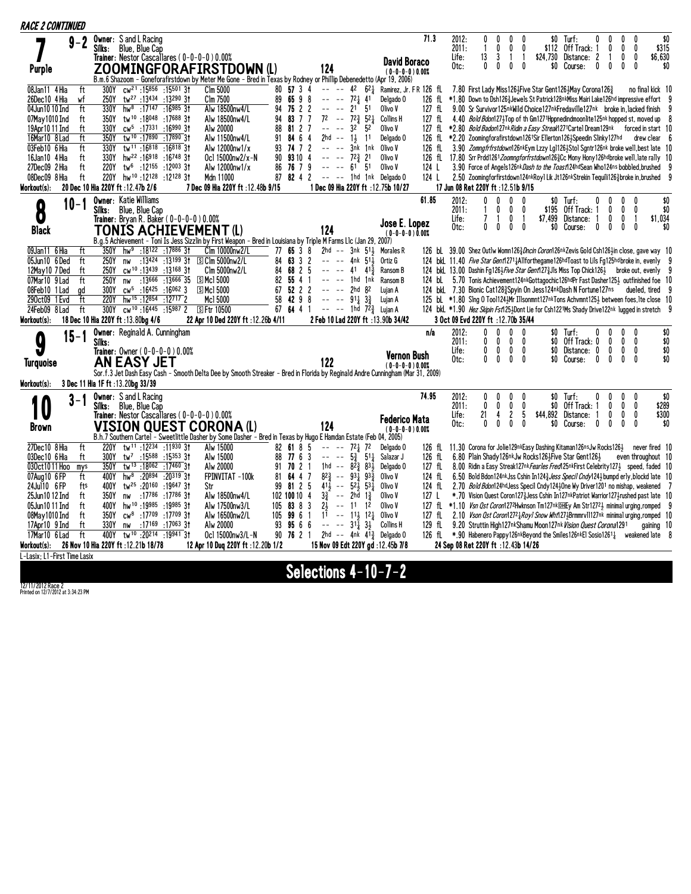*RACE 2 CONTINUED*

## 7 — 9-2 — Purple

**Owner:** S and L Racing
**Silks:** Blue, Blue Cap
**Trainer:** Nestor Cascallares ( 0-0-0-0 ) 0.00%

**ZOOMINGFORAFIRSTDOWN (L)** — 124 — **David Boraco** (0-0-0-0) 0.00% — 71.3

B.m.6 Shazoom - Goneforafirstdown by Meter Me Gone - Bred in Texas by Rodney or Phillip Debenedetto (Apr 19, 2006)

| | Starts | 1st | 2nd | 3rd | Earnings | | Starts | 1st | 2nd | 3rd | Earnings |
|---|---|---|---|---|---|---|---|---|---|---|---|
| 2012: | 0 | 0 | 0 | 0 | $0 | Turf: | 0 | 0 | 0 | 0 | $0 |
| 2011: | 1 | 0 | 0 | 0 | $112 | Off Track: | 1 | 0 | 0 | 0 | $315 |
| Life: | 13 | 3 | 1 | 1 | $24,730 | Distance: | 2 | 1 | 0 | 0 | $6,630 |
| Otc: | 0 | 0 | 0 | 0 | $0 | Course: | 0 | 0 | 0 | 0 | $0 |

| Date/Race | Trk | Dist | Fractions | Type | Spd | PP | St | Str | Fin | Jockey | Wt | Odds | Top Finishers | Comment | Fld |
|---|---|---|---|---|---|---|---|---|---|---|---|---|---|---|---|
| 08Jan11 4 Hia | ft | 300Y | cw21 :15856 :15501 3† | Clm 5000 | 80 | 57 3 4 | -- -- 42 | 62¼ | Ramirez, Jr. F R | 126 fL | 7.80 | First Lady Miss126½Five Star Gent126½May Corona126¾ | no final kick | 10 |
| 26Dec10 4 Hia | wf | 250Y | tw27 :13434 :13290 3† | Clm 7500 | 89 | 65 9 8 | -- -- 72½ | 41 | Delgado O | 126 fL | *1.80 | Down to Dsh126¾Jewels St Patrick128nkMiss Mairi Lake126hd | impressive effort | 9 |
| 04Jun10 10 Ind | ft | 330Y | hw8 :17147 :16985 3† | Alw 18500nw4/L | 94 | 75 2 2 | -- -- 21 | 51 | Olivo V | 127 fL | 9.00 | Sr Survivor125nkWild Choice127nkFredaville127nk | broke in, lacked finish | 9 |
| 07May10 10 Ind | ft | 350Y | tw10 :18048 :17688 3† | Alw 18500nw4/L | 94 | 83 7 7 | 72 -- 72¾ | 52¼ | Collins H | 127 fL | 4.40 | Bold Bdon127½Top of th Gm127¹Hppnedindmoonlite125nk | hopped st, moved up | 8 |
| 19Apr10 11 Ind | ft | 330Y | cw5 :17331 :16990 3† | Alw 20000 | 88 | 81 2 7 | -- -- 32 | 52 | Olivo V | 127 fL | *2.80 | Bold Badon127nkRidin a Easy Streak127¹Cartel Dream129nk | forced in start | 10 |
| 16Mar10 8 Lad | ft | 350Y | tw10 :17890 :17890 3† | Alw 11500nw4/L | 91 | 84 6 4 | 2hd -- 1½ | 11 | Delgado O | 126 fL | *2.20 | Zoomingforafirstdown126¹Sir Ellerton126½Speedin Slinky127hd | drew clear | 6 |
| 03Feb10 6 Hia | ft | 330Y | tw11 :16818 :16818 3† | Alw 12000nw1/x | 93 | 74 7 2 | -- -- 3nk | 1nk | Olivo V | 126 fL | 3.90 | Zomngfrfrstdown126nkEym Lzzy Lg126½Stol Sgntr126nk | broke well, best late | 10 |
| 16Jan10 4 Hia | ft | 330Y | hw22 :16918 :16748 3† | Ocl 15000nw2/x-N | 90 | 93 10 4 | -- -- 72¾ | 21 | Olivo V | 126 fL | 17.80 | Srr Prdd126¹Zoomngforfrstdown126¾Cc Mony Hony126hd | broke well, late rally | 10 |
| 27Dec09 2 Hia | ft | 220Y | tw6 :12155 :12003 3† | Alw 12000nw1/x | 86 | 76 7 9 | -- -- 61 | 51 | Olivo V | 124 L | 3.90 | Force of Angels126nkDash to the Toast124hdSean Who124ns | bobbled, brushed | 9 |
| 08Dec09 8 Hia | ft | 220Y | hw10 :12128 :12128 3† | Mdn 11000 | 87 | 82 4 2 | -- -- 1hd | 1nk | Delgado O | 124 L | 2.50 | Zoomingforfirstdown124nkRoyl Lik Jt126nkStrekin Tequili126¾ | broke in, brushed | 9 |

**Workout(s):** 20 Dec 10 Hia 220Y ft :12.47b 2/6 — 7 Dec 09 Hia 220Y ft :12.48b 9/15 — 1 Dec 09 Hia 220Y ft :12.75b 10/27 — 17 Jun 08 Ret 220Y ft :12.51b 9/15

## 8 — 10-1 — Black

**Owner:** Katie Williams
**Silks:** Blue, Blue Cap
**Trainer:** Bryan R. Baker ( 0-0-0-0 ) 0.00%

**TONIS ACHIEVEMENT (L)** — 124 — **Jose E. Lopez** (0-0-0-0) 0.00% — 61.85

B.g.5 Achievement - Toni Is Jess Sizzlin by First Weapon - Bred in Louisiana by Triple M Farms Llc (Jan 29, 2007)

| | Starts | 1st | 2nd | 3rd | Earnings | | Starts | 1st | 2nd | 3rd | Earnings |
|---|---|---|---|---|---|---|---|---|---|---|---|
| 2012: | 0 | 0 | 0 | 0 | $0 | Turf: | 0 | 0 | 0 | 0 | $0 |
| 2011: | 1 | 0 | 0 | 0 | $195 | Off Track: | 1 | 0 | 0 | 0 | $0 |
| Life: | 7 | 1 | 0 | 1 | $7,499 | Distance: | 1 | 0 | 0 | 1 | $1,034 |
| Otc: | 0 | 0 | 0 | 0 | $0 | Course: | 0 | 0 | 0 | 0 | $0 |

| Date/Race | Trk | Dist | Fractions | Type | Spd | PP | St | Str | Fin | Jockey | Wt | Odds | Top Finishers | Comment | Fld |
|---|---|---|---|---|---|---|---|---|---|---|---|---|---|---|---|
| 09Jan11 6 Hia | ft | 350Y | hw9 :18122 :17886 3† | Clm 10000nw2/L | 77 | 65 3 8 | 2hd -- 3nk | 51½ | Morales R | 126 bL | 39.00 | Shez Outlw Womn126¾Dncin Coron126nkZevis Gold Csh126½ | in close, gave way | 10 |
| 05Jun10 6 Ded | ft | 250Y | nw :13424 :13199 3† | S Clm 5000nw2/L | 84 | 63 3 2 | -- -- 4nk | 51½ | Ortiz G | 124 bkL | 11.40 | Five Star Gent127¼Allforthegame126hdToast to Lils Fg125hd | broke in, evenly | 9 |
| 12May10 7 Ded | ft | 250Y | cw10 :13439 :13168 3† | Clm 5000nw2/L | 84 | 68 2 5 | -- -- 41 | 41¾ | Ransom B | 124 bkL | 13.00 | Dashin Fg126½Five Star Gent127¾Jls Miss Top Chick126½ | broke out, evenly | 9 |
| 07Mar10 9 Lad | ft | 250Y | nw :13666 :13666 3S | S Mcl 5000 | 82 | 55 4 1 | -- -- 1hd | 1nk | Ransom B | 124 bL | 5.70 | Tonis Achievement124nkGottagochic126hdPr Fast Dasher125½ | outfinished foe | 10 |
| 08Feb10 1 Lad | gd | 300Y | cw5 :16425 :16062 3 | S Mcl 5000 | 67 | 52 2 2 | -- -- 2hd | 82 | Lujan A | 124 bkL | 7.30 | Bionic Cat128¾Spyin On Jess124nkDash N Fortune127ns | dueled, tired | 9 |
| 29Oct09 1 Evd | ft | 220Y | hw15 :12854 :12717 2 | Mcl 5000 | 58 | 42 9 8 | -- -- 91¼ | 3¾ | Lujan A | 125 bL | *1.80 | Slng O Tool124½Mr Illsonmnt127nkTons Achvmnt125½ | between foes, lte close | 10 |
| 24Feb09 8 Lad | ft | 300Y | cw10 :16445 :15987 2 | S Ftr 10500 | 67 | 64 4 1 | -- -- 1hd | 72¾ | Lujan A | 124 bkL | *1.90 | Hez Skipin Fst125½Dont Lie for Csh122¹Ms Shady Drive122nk | lugged in stretch | 9 |

**Workout(s):** 18 Dec 10 Hia 220Y ft :13.80bg 4/6 — 22 Apr 10 Ded 220Y ft :12.26b 4/11 — 2 Feb 10 Lad 220Y ft :13.90b 34/42 — 3 Oct 09 Evd 220Y ft :12.70b 35/44

## 9 — 15-1 — Turquoise

**Owner:** Reginald A. Cunningham
**Silks:**
**Trainer:** Owner ( 0-0-0-0 ) 0.00%

**AN EASY JET** — 122 — **Vernon Bush** (0-0-0-0) 0.00% — n/a

Sor.f.3 Jet Dash Easy Cash - Smooth Delta Dee by Smooth Streaker - Bred in Florida by Reginald Andre Cunningham (Mar 31, 2009)

| | Starts | 1st | 2nd | 3rd | Earnings | | Starts | 1st | 2nd | 3rd | Earnings |
|---|---|---|---|---|---|---|---|---|---|---|---|
| 2012: | 0 | 0 | 0 | 0 | $0 | Turf: | 0 | 0 | 0 | 0 | $0 |
| 2011: | 0 | 0 | 0 | 0 | $0 | Off Track: | 0 | 0 | 0 | 0 | $0 |
| Life: | 0 | 0 | 0 | 0 | $0 | Distance: | 0 | 0 | 0 | 0 | $0 |
| Otc: | 0 | 0 | 0 | 0 | $0 | Course: | 0 | 0 | 0 | 0 | $0 |

**Workout(s):** 3 Dec 11 Hia 1F ft :13.20bg 33/39

## 10 — 3-1 — Brown

**Owner:** S and L Racing
**Silks:** Blue, Blue Cap
**Trainer:** Nestor Cascallares ( 0-0-0-0 ) 0.00%

**VISION QUEST CORONA (L)** — 124 — **Federico Mata** (0-0-0-0) 0.00% — 74.95

B.h.7 Southern Cartel - Sweetlittle Dasher by Some Dasher - Bred in Texas by Hugo E Hamdan Estate (Feb 04, 2005)

| | Starts | 1st | 2nd | 3rd | Earnings | | Starts | 1st | 2nd | 3rd | Earnings |
|---|---|---|---|---|---|---|---|---|---|---|---|
| 2012: | 0 | 0 | 0 | 0 | $0 | Turf: | 0 | 0 | 0 | 0 | $0 |
| 2011: | 0 | 0 | 0 | 0 | $0 | Off Track: | 1 | 0 | 0 | 0 | $289 |
| Life: | 21 | 4 | 2 | 5 | $44,892 | Distance: | 1 | 0 | 0 | 0 | $300 |
| Otc: | 0 | 0 | 0 | 0 | $0 | Course: | 0 | 0 | 0 | 0 | $0 |

| Date/Race | Trk | Dist | Fractions | Type | Spd | PP | St | Str | Fin | Jockey | Wt | Odds | Top Finishers | Comment | Fld |
|---|---|---|---|---|---|---|---|---|---|---|---|---|---|---|---|
| 27Dec10 8 Hia | ft | 220Y | tw11 :12234 :11930 3† | Alw 15000 | 82 | 61 8 5 | -- -- 72¼ | 72 | Delgado O | 126 fL | 11.30 | Corona for Jolie129nkEasy Dashing Kitaman126nsJw Rocks126½ | never fired | 10 |
| 03Dec10 6 Hia | ft | 300Y | tw7 :15588 :15353 3† | Alw 15000 | 88 | 77 6 3 | -- -- 5¾ | 51¼ | Salazar J | 126 fL | 6.80 | Plain Shady126nkJw Rocks126½Five Star Gent126½ | even throughout | 10 |
| 03Oct10 11 Hoo | mys | 350Y | tw13 :18062 :17460 3† | Alw 20000 | 91 | 70 2 1 | 1hd -- 82¾ | 83½ | Delgado O | 127 fL | 8.00 | Ridin a Easy Streak127nkFearles Fred125nkFirst Celebrity127½ | speed, faded | 10 |
| 07Aug10 6 FP | ft | 400Y | hw8 :20894 :20319 3† | FPINVITAT -100k | 81 | 64 4 7 | 82¾ -- 93¼ | 93¾ | Olivo V | 124 fL | 6.50 | Bold Bdon124nkJss Cshin In124¾Jess Specil Cndy124½ | bumpd erly, blockd late | 10 |
| 24Jul10 6 FP | fts | 400Y | tw25 :20160 :19647 3† | Str | 99 | 81 2 5 | 41½ -- 52½ | 53¼ | Olivo V | 124 fL | 2.70 | Bold Bdon124hdJess Specil Cndy124½One Wy Driver120¹ | no mishap, weakened | 7 |
| 25Jun10 12 Ind | ft | 350Y | nw :17786 :17786 3† | Alw 18500nw4/L | 102 | 100 10 4 | 3¾ -- 2hd | 1¾ | Olivo V | 127 L | *.70 | Vision Quest Coron127¾Jess Cshin In127nkPatriot Warrior127½ | rushed past late | 10 |
| 05Jun10 11 Ind | ft | 400Y | hw10 :19985 :19985 3† | Alw 17500nw3/L | 105 | 83 8 3 | 2½ -- 11 | 12 | Olivo V | 127 fL | *1.10 | Vsn Qst Coron127²Hwknson Tm127nkDHEy Am Str127²½ | minimal urging, romped | 9 |
| 08May10 10 Ind | ft | 350Y | cw8 :17709 :17709 3† | Alw 16500nw2/L | 105 | 99 6 1 | 1¹ -- 11½ | 12¼ | Olivo V | 127 fL | 2.10 | Vson Qst Coron127²¼Royl Snow Wht127½Brmmrvll127nk | minimal urging, romped | 10 |
| 17Apr10 9 Ind | ft | 330Y | nw :17169 :17063 3† | Alw 20000 | 93 | 95 6 6 | -- -- 31¾ | 3½ | Collins H | 129 fL | 9.20 | Struttin High127nkShamu Moon127nkVision Quest Corona129¹ | gaining | 10 |
| 17Mar10 6 Lad | ft | 400Y | tw10 :20214 :19941 3† | Ocl 15000nw3/L-N | 90 | 76 2 1 | 2hd -- 4nk | 41¾ | Delgado O | 126 fL | *.90 | Habenero Pappy126nkBeyond the Smiles126nkEl Sosio126¹¼ | weakened late | 8 |

**Workout(s):** 26 Nov 10 Hia 220Y ft :12.21b 18/78 — 12 Apr 10 Duq 220Y ft :12.20b 1/2 — 15 Nov 09 Edt 220Y gd :12.45b 7/8 — 24 Sep 08 Ret 220Y ft :12.43b 14/26

L-Lasix; L1-First Time Lasix

# Selections 4-10-7-2

12/11/2012 Race 2
Printed on 12/7/2012 at 3:34:23 PM